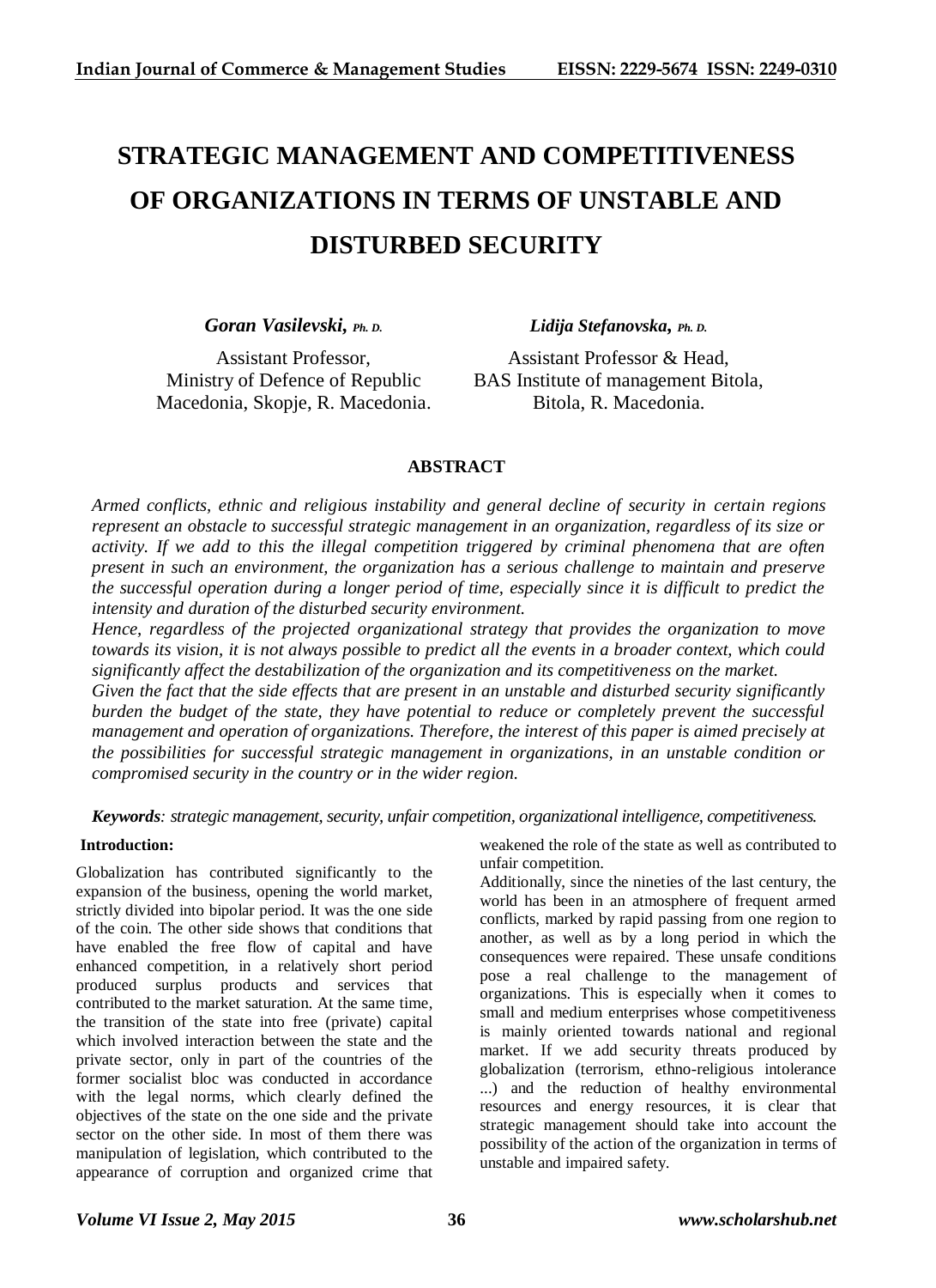# STRATEGIC MANAGEMENT AND COMPETITIVENESS OF ORGANIZATIONS IN TERMS OF UNSTABLE AND DISTURBED SECURITY

***Goran Vasilevski**, Ph. D.*

Assistant Professor,
Ministry of Defence of Republic Macedonia, Skopje, R. Macedonia.

***Lidija Stefanovska**, Ph. D.*

Assistant Professor & Head,
BAS Institute of management Bitola, Bitola, R. Macedonia.

## ABSTRACT

*Armed conflicts, ethnic and religious instability and general decline of security in certain regions represent an obstacle to successful strategic management in an organization, regardless of its size or activity. If we add to this the illegal competition triggered by criminal phenomena that are often present in such an environment, the organization has a serious challenge to maintain and preserve the successful operation during a longer period of time, especially since it is difficult to predict the intensity and duration of the disturbed security environment.*

*Hence, regardless of the projected organizational strategy that provides the organization to move towards its vision, it is not always possible to predict all the events in a broader context, which could significantly affect the destabilization of the organization and its competitiveness on the market.*

*Given the fact that the side effects that are present in an unstable and disturbed security significantly burden the budget of the state, they have potential to reduce or completely prevent the successful management and operation of organizations. Therefore, the interest of this paper is aimed precisely at the possibilities for successful strategic management in organizations, in an unstable condition or compromised security in the country or in the wider region.*

***Keywords**: strategic management, security, unfair competition, organizational intelligence, competitiveness.*

## Introduction:

Globalization has contributed significantly to the expansion of the business, opening the world market, strictly divided into bipolar period. It was the one side of the coin. The other side shows that conditions that have enabled the free flow of capital and have enhanced competition, in a relatively short period produced surplus products and services that contributed to the market saturation. At the same time, the transition of the state into free (private) capital which involved interaction between the state and the private sector, only in part of the countries of the former socialist bloc was conducted in accordance with the legal norms, which clearly defined the objectives of the state on the one side and the private sector on the other side. In most of them there was manipulation of legislation, which contributed to the appearance of corruption and organized crime that weakened the role of the state as well as contributed to unfair competition.

Additionally, since the nineties of the last century, the world has been in an atmosphere of frequent armed conflicts, marked by rapid passing from one region to another, as well as by a long period in which the consequences were repaired. These unsafe conditions pose a real challenge to the management of organizations. This is especially when it comes to small and medium enterprises whose competitiveness is mainly oriented towards national and regional market. If we add security threats produced by globalization (terrorism, ethno-religious intolerance ...) and the reduction of healthy environmental resources and energy resources, it is clear that strategic management should take into account the possibility of the action of the organization in terms of unstable and impaired safety.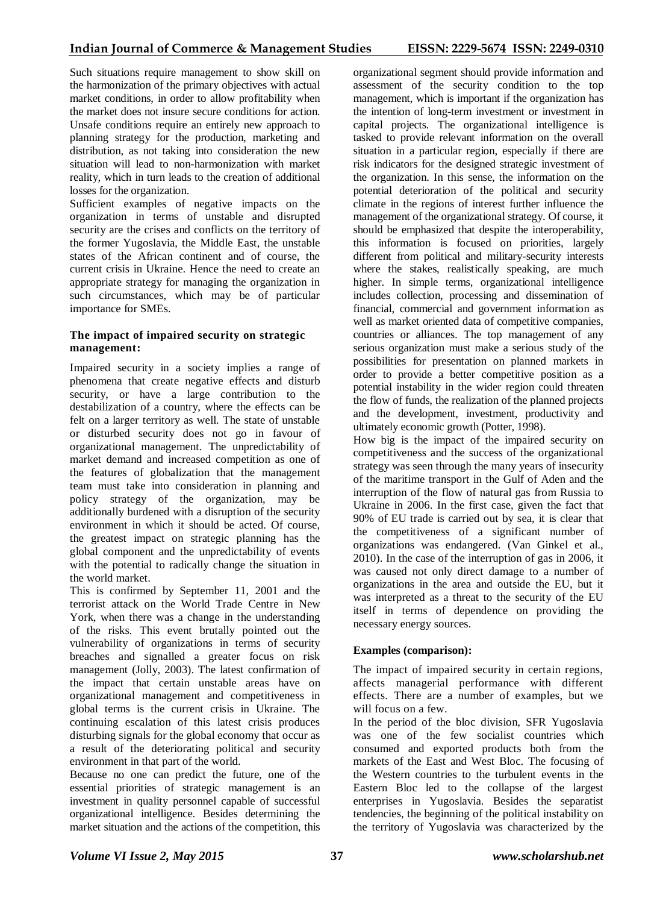Such situations require management to show skill on the harmonization of the primary objectives with actual market conditions, in order to allow profitability when the market does not insure secure conditions for action. Unsafe conditions require an entirely new approach to planning strategy for the production, marketing and distribution, as not taking into consideration the new situation will lead to non-harmonization with market reality, which in turn leads to the creation of additional losses for the organization.

Sufficient examples of negative impacts on the organization in terms of unstable and disrupted security are the crises and conflicts on the territory of the former Yugoslavia, the Middle East, the unstable states of the African continent and of course, the current crisis in Ukraine. Hence the need to create an appropriate strategy for managing the organization in such circumstances, which may be of particular importance for SMEs.

**The impact of impaired security on strategic management:**

Impaired security in a society implies a range of phenomena that create negative effects and disturb security, or have a large contribution to the destabilization of a country, where the effects can be felt on a larger territory as well. The state of unstable or disturbed security does not go in favour of organizational management. The unpredictability of market demand and increased competition as one of the features of globalization that the management team must take into consideration in planning and policy strategy of the organization, may be additionally burdened with a disruption of the security environment in which it should be acted. Of course, the greatest impact on strategic planning has the global component and the unpredictability of events with the potential to radically change the situation in the world market.

This is confirmed by September 11, 2001 and the terrorist attack on the World Trade Centre in New York, when there was a change in the understanding of the risks. This event brutally pointed out the vulnerability of organizations in terms of security breaches and signalled a greater focus on risk management (Jolly, 2003). The latest confirmation of the impact that certain unstable areas have on organizational management and competitiveness in global terms is the current crisis in Ukraine. The continuing escalation of this latest crisis produces disturbing signals for the global economy that occur as a result of the deteriorating political and security environment in that part of the world.

Because no one can predict the future, one of the essential priorities of strategic management is an investment in quality personnel capable of successful organizational intelligence. Besides determining the market situation and the actions of the competition, this organizational segment should provide information and assessment of the security condition to the top management, which is important if the organization has the intention of long-term investment or investment in capital projects. The organizational intelligence is tasked to provide relevant information on the overall situation in a particular region, especially if there are risk indicators for the designed strategic investment of the organization. In this sense, the information on the potential deterioration of the political and security climate in the regions of interest further influence the management of the organizational strategy. Of course, it should be emphasized that despite the interoperability, this information is focused on priorities, largely different from political and military-security interests where the stakes, realistically speaking, are much higher. In simple terms, organizational intelligence includes collection, processing and dissemination of financial, commercial and government information as well as market oriented data of competitive companies, countries or alliances. The top management of any serious organization must make a serious study of the possibilities for presentation on planned markets in order to provide a better competitive position as a potential instability in the wider region could threaten the flow of funds, the realization of the planned projects and the development, investment, productivity and ultimately economic growth (Potter, 1998).

How big is the impact of the impaired security on competitiveness and the success of the organizational strategy was seen through the many years of insecurity of the maritime transport in the Gulf of Aden and the interruption of the flow of natural gas from Russia to Ukraine in 2006. In the first case, given the fact that 90% of EU trade is carried out by sea, it is clear that the competitiveness of a significant number of organizations was endangered. (Van Ginkel et al., 2010). In the case of the interruption of gas in 2006, it was caused not only direct damage to a number of organizations in the area and outside the EU, but it was interpreted as a threat to the security of the EU itself in terms of dependence on providing the necessary energy sources.

**Examples (comparison):**

The impact of impaired security in certain regions, affects managerial performance with different effects. There are a number of examples, but we will focus on a few.

In the period of the bloc division, SFR Yugoslavia was one of the few socialist countries which consumed and exported products both from the markets of the East and West Bloc. The focusing of the Western countries to the turbulent events in the Eastern Bloc led to the collapse of the largest enterprises in Yugoslavia. Besides the separatist tendencies, the beginning of the political instability on the territory of Yugoslavia was characterized by the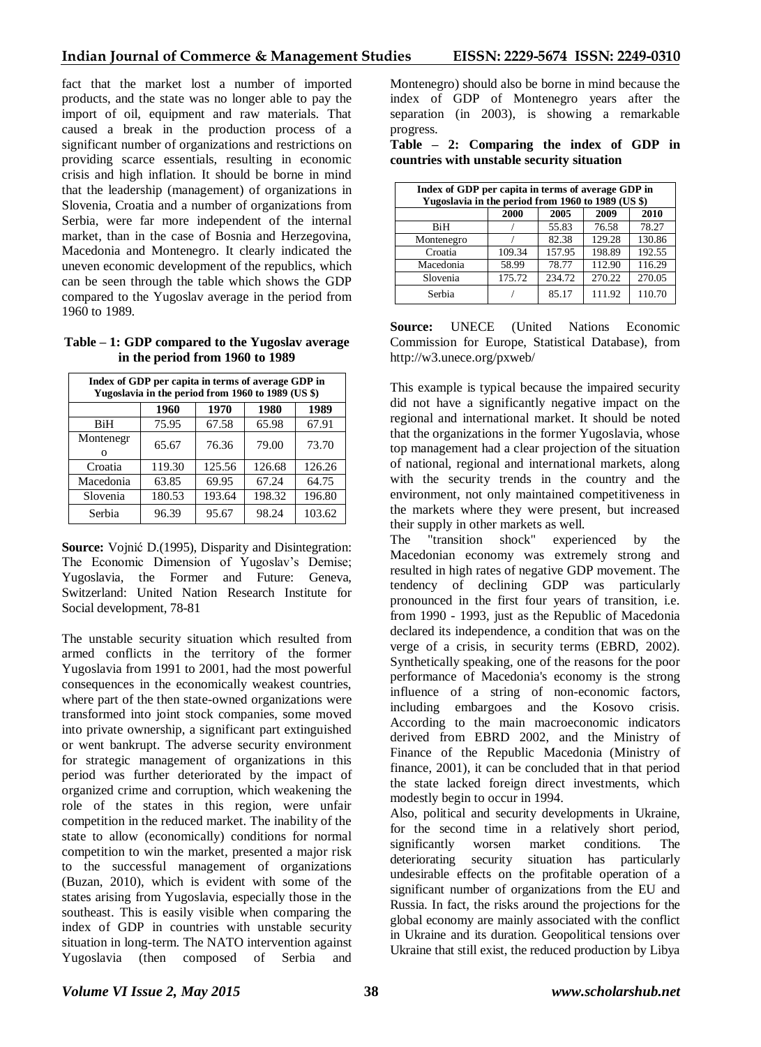fact that the market lost a number of imported products, and the state was no longer able to pay the import of oil, equipment and raw materials. That caused a break in the production process of a significant number of organizations and restrictions on providing scarce essentials, resulting in economic crisis and high inflation. It should be borne in mind that the leadership (management) of organizations in Slovenia, Croatia and a number of organizations from Serbia, were far more independent of the internal market, than in the case of Bosnia and Herzegovina, Macedonia and Montenegro. It clearly indicated the uneven economic development of the republics, which can be seen through the table which shows the GDP compared to the Yugoslav average in the period from 1960 to 1989.

**Table – 1: GDP compared to the Yugoslav average in the period from 1960 to 1989**

| Index of GDP per capita in terms of average GDP in Yugoslavia in the period from 1960 to 1989 (US $) | | | | |
|---|---|---|---|---|
| | **1960** | **1970** | **1980** | **1989** |
| BiH | 75.95 | 67.58 | 65.98 | 67.91 |
| Montenegro | 65.67 | 76.36 | 79.00 | 73.70 |
| Croatia | 119.30 | 125.56 | 126.68 | 126.26 |
| Macedonia | 63.85 | 69.95 | 67.24 | 64.75 |
| Slovenia | 180.53 | 193.64 | 198.32 | 196.80 |
| Serbia | 96.39 | 95.67 | 98.24 | 103.62 |

**Source:** Vojnić D.(1995), Disparity and Disintegration: The Economic Dimension of Yugoslav's Demise; Yugoslavia, the Former and Future: Geneva, Switzerland: United Nation Research Institute for Social development, 78-81

The unstable security situation which resulted from armed conflicts in the territory of the former Yugoslavia from 1991 to 2001, had the most powerful consequences in the economically weakest countries, where part of the then state-owned organizations were transformed into joint stock companies, some moved into private ownership, a significant part extinguished or went bankrupt. The adverse security environment for strategic management of organizations in this period was further deteriorated by the impact of organized crime and corruption, which weakening the role of the states in this region, were unfair competition in the reduced market. The inability of the state to allow (economically) conditions for normal competition to win the market, presented a major risk to the successful management of organizations (Buzan, 2010), which is evident with some of the states arising from Yugoslavia, especially those in the southeast. This is easily visible when comparing the index of GDP in countries with unstable security situation in long-term. The NATO intervention against Yugoslavia (then composed of Serbia and Montenegro) should also be borne in mind because the index of GDP of Montenegro years after the separation (in 2003), is showing a remarkable progress.

**Table – 2: Comparing the index of GDP in countries with unstable security situation**

| Index of GDP per capita in terms of average GDP in Yugoslavia in the period from 1960 to 1989 (US $) | | | | |
|---|---|---|---|---|
| | **2000** | **2005** | **2009** | **2010** |
| BiH | / | 55.83 | 76.58 | 78.27 |
| Montenegro | / | 82.38 | 129.28 | 130.86 |
| Croatia | 109.34 | 157.95 | 198.89 | 192.55 |
| Macedonia | 58.99 | 78.77 | 112.90 | 116.29 |
| Slovenia | 175.72 | 234.72 | 270.22 | 270.05 |
| Serbia | / | 85.17 | 111.92 | 110.70 |

**Source:** UNECE (United Nations Economic Commission for Europe, Statistical Database), from http://w3.unece.org/pxweb/

This example is typical because the impaired security did not have a significantly negative impact on the regional and international market. It should be noted that the organizations in the former Yugoslavia, whose top management had a clear projection of the situation of national, regional and international markets, along with the security trends in the country and the environment, not only maintained competitiveness in the markets where they were present, but increased their supply in other markets as well.

The "transition shock" experienced by the Macedonian economy was extremely strong and resulted in high rates of negative GDP movement. The tendency of declining GDP was particularly pronounced in the first four years of transition, i.e. from 1990 - 1993, just as the Republic of Macedonia declared its independence, a condition that was on the verge of a crisis, in security terms (EBRD, 2002). Synthetically speaking, one of the reasons for the poor performance of Macedonia's economy is the strong influence of a string of non-economic factors, including embargoes and the Kosovo crisis. According to the main macroeconomic indicators derived from EBRD 2002, and the Ministry of Finance of the Republic Macedonia (Ministry of finance, 2001), it can be concluded that in that period the state lacked foreign direct investments, which modestly begin to occur in 1994.

Also, political and security developments in Ukraine, for the second time in a relatively short period, significantly worsen market conditions. The deteriorating security situation has particularly undesirable effects on the profitable operation of a significant number of organizations from the EU and Russia. In fact, the risks around the projections for the global economy are mainly associated with the conflict in Ukraine and its duration. Geopolitical tensions over Ukraine that still exist, the reduced production by Libya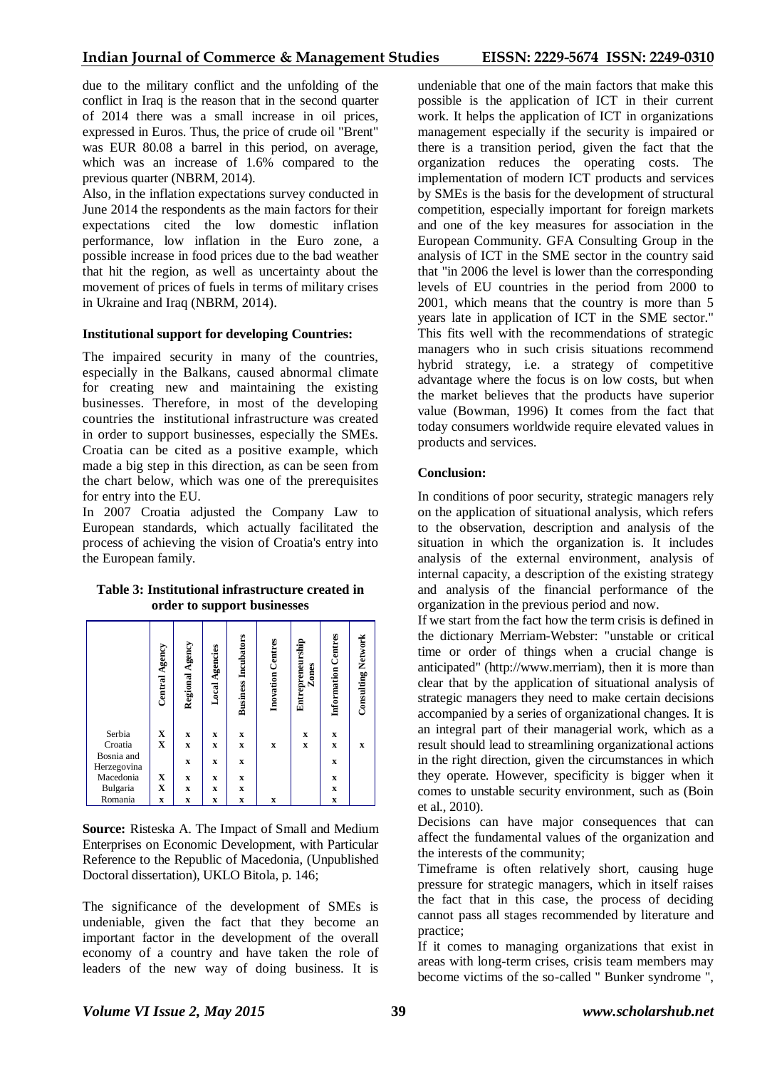due to the military conflict and the unfolding of the conflict in Iraq is the reason that in the second quarter of 2014 there was a small increase in oil prices, expressed in Euros. Thus, the price of crude oil "Brent" was EUR 80.08 a barrel in this period, on average, which was an increase of 1.6% compared to the previous quarter (NBRM, 2014).

Also, in the inflation expectations survey conducted in June 2014 the respondents as the main factors for their expectations cited the low domestic inflation performance, low inflation in the Euro zone, a possible increase in food prices due to the bad weather that hit the region, as well as uncertainty about the movement of prices of fuels in terms of military crises in Ukraine and Iraq (NBRM, 2014).

**Institutional support for developing Countries:**

The impaired security in many of the countries, especially in the Balkans, caused abnormal climate for creating new and maintaining the existing businesses. Therefore, in most of the developing countries the institutional infrastructure was created in order to support businesses, especially the SMEs. Croatia can be cited as a positive example, which made a big step in this direction, as can be seen from the chart below, which was one of the prerequisites for entry into the EU.

In 2007 Croatia adjusted the Company Law to European standards, which actually facilitated the process of achieving the vision of Croatia's entry into the European family.

**Table 3: Institutional infrastructure created in order to support businesses**

| | Central Agency | Regional Agency | Local Agencies | Business Incubators | Inovation Centres | Entrepreneurship Zones | Information Centres | Consulting Network |
|---|---|---|---|---|---|---|---|---|
| Serbia | X | x | x | x | | x | x | |
| Croatia | X | x | x | x | x | x | x | x |
| Bosnia and Herzegovina | | x | x | x | | | x | |
| Macedonia | X | x | x | x | | | x | |
| Bulgaria | X | x | x | x | | | x | |
| Romania | x | x | x | x | x | | x | |

**Source:** Risteska A. The Impact of Small and Medium Enterprises on Economic Development, with Particular Reference to the Republic of Macedonia, (Unpublished Doctoral dissertation), UKLO Bitola, p. 146;

The significance of the development of SMEs is undeniable, given the fact that they become an important factor in the development of the overall economy of a country and have taken the role of leaders of the new way of doing business. It is undeniable that one of the main factors that make this possible is the application of ICT in their current work. It helps the application of ICT in organizations management especially if the security is impaired or there is a transition period, given the fact that the organization reduces the operating costs. The implementation of modern ICT products and services by SMEs is the basis for the development of structural competition, especially important for foreign markets and one of the key measures for association in the European Community. GFA Consulting Group in the analysis of ICT in the SME sector in the country said that "in 2006 the level is lower than the corresponding levels of EU countries in the period from 2000 to 2001, which means that the country is more than 5 years late in application of ICT in the SME sector." This fits well with the recommendations of strategic managers who in such crisis situations recommend hybrid strategy, i.e. a strategy of competitive advantage where the focus is on low costs, but when the market believes that the products have superior value (Bowman, 1996) It comes from the fact that today consumers worldwide require elevated values in products and services.

**Conclusion:**

In conditions of poor security, strategic managers rely on the application of situational analysis, which refers to the observation, description and analysis of the situation in which the organization is. It includes analysis of the external environment, analysis of internal capacity, a description of the existing strategy and analysis of the financial performance of the organization in the previous period and now.

If we start from the fact how the term crisis is defined in the dictionary Merriam-Webster: "unstable or critical time or order of things when a crucial change is anticipated" (http://www.merriam), then it is more than clear that by the application of situational analysis of strategic managers they need to make certain decisions accompanied by a series of organizational changes. It is an integral part of their managerial work, which as a result should lead to streamlining organizational actions in the right direction, given the circumstances in which they operate. However, specificity is bigger when it comes to unstable security environment, such as (Boin et al., 2010).

Decisions can have major consequences that can affect the fundamental values of the organization and the interests of the community;

Timeframe is often relatively short, causing huge pressure for strategic managers, which in itself raises the fact that in this case, the process of deciding cannot pass all stages recommended by literature and practice;

If it comes to managing organizations that exist in areas with long-term crises, crisis team members may become victims of the so-called " Bunker syndrome ",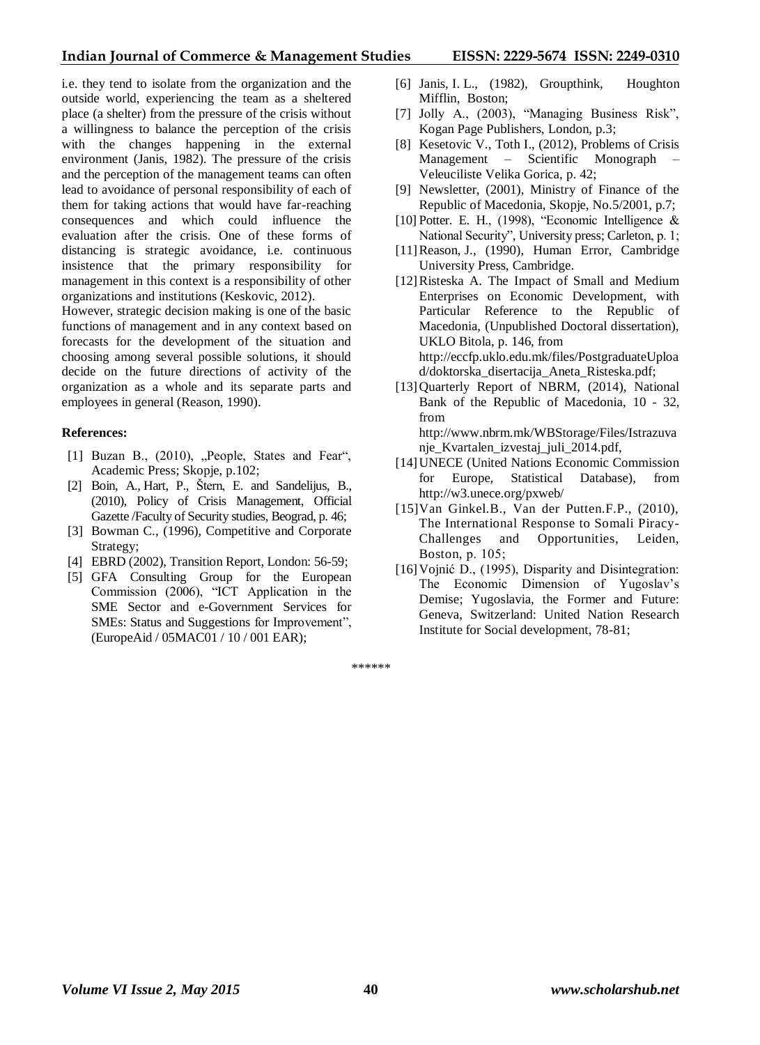i.e. they tend to isolate from the organization and the outside world, experiencing the team as a sheltered place (a shelter) from the pressure of the crisis without a willingness to balance the perception of the crisis with the changes happening in the external environment (Janis, 1982). The pressure of the crisis and the perception of the management teams can often lead to avoidance of personal responsibility of each of them for taking actions that would have far-reaching consequences and which could influence the evaluation after the crisis. One of these forms of distancing is strategic avoidance, i.e. continuous insistence that the primary responsibility for management in this context is a responsibility of other organizations and institutions (Keskovic, 2012).

However, strategic decision making is one of the basic functions of management and in any context based on forecasts for the development of the situation and choosing among several possible solutions, it should decide on the future directions of activity of the organization as a whole and its separate parts and employees in general (Reason, 1990).

**References:**

[1] Buzan B., (2010), „People, States and Fear“, Academic Press; Skopje, p.102;

[2] Boin, A., Hart, P., Štern, E. and Sandelijus, B., (2010), Policy of Crisis Management, Official Gazette /Faculty of Security studies, Beograd, p. 46;

[3] Bowman C., (1996), Competitive and Corporate Strategy;

[4] EBRD (2002), Transition Report, London: 56-59;

[5] GFA Consulting Group for the European Commission (2006), "ICT Application in the SME Sector and e-Government Services for SMEs: Status and Suggestions for Improvement", (EuropeAid / 05MAC01 / 10 / 001 EAR);

[6] Janis, I. L., (1982), Groupthink, Houghton Mifflin, Boston;

[7] Jolly A., (2003), "Managing Business Risk", Kogan Page Publishers, London, p.3;

[8] Kesetovic V., Toth I., (2012), Problems of Crisis Management – Scientific Monograph – Veleuciliste Velika Gorica, p. 42;

[9] Newsletter, (2001), Ministry of Finance of the Republic of Macedonia, Skopje, No.5/2001, p.7;

[10] Potter. E. H., (1998), "Economic Intelligence & National Security", University press; Carleton, p. 1;

[11] Reason, J., (1990), Human Error, Cambridge University Press, Cambridge.

[12] Risteska A. The Impact of Small and Medium Enterprises on Economic Development, with Particular Reference to the Republic of Macedonia, (Unpublished Doctoral dissertation), UKLO Bitola, p. 146, from http://eccfp.uklo.edu.mk/files/PostgraduateUpload/doktorska_disertacija_Aneta_Risteska.pdf;

[13] Quarterly Report of NBRM, (2014), National Bank of the Republic of Macedonia, 10 - 32, from http://www.nbrm.mk/WBStorage/Files/Istrazuvanje_Kvartalen_izvestaj_juli_2014.pdf,

[14] UNECE (United Nations Economic Commission for Europe, Statistical Database), from http://w3.unece.org/pxweb/

[15] Van Ginkel.B., Van der Putten.F.P., (2010), The International Response to Somali Piracy-Challenges and Opportunities, Leiden, Boston, p. 105;

[16] Vojnić D., (1995), Disparity and Disintegration: The Economic Dimension of Yugoslav's Demise; Yugoslavia, the Former and Future: Geneva, Switzerland: United Nation Research Institute for Social development, 78-81;

\*\*\*\*\*\*